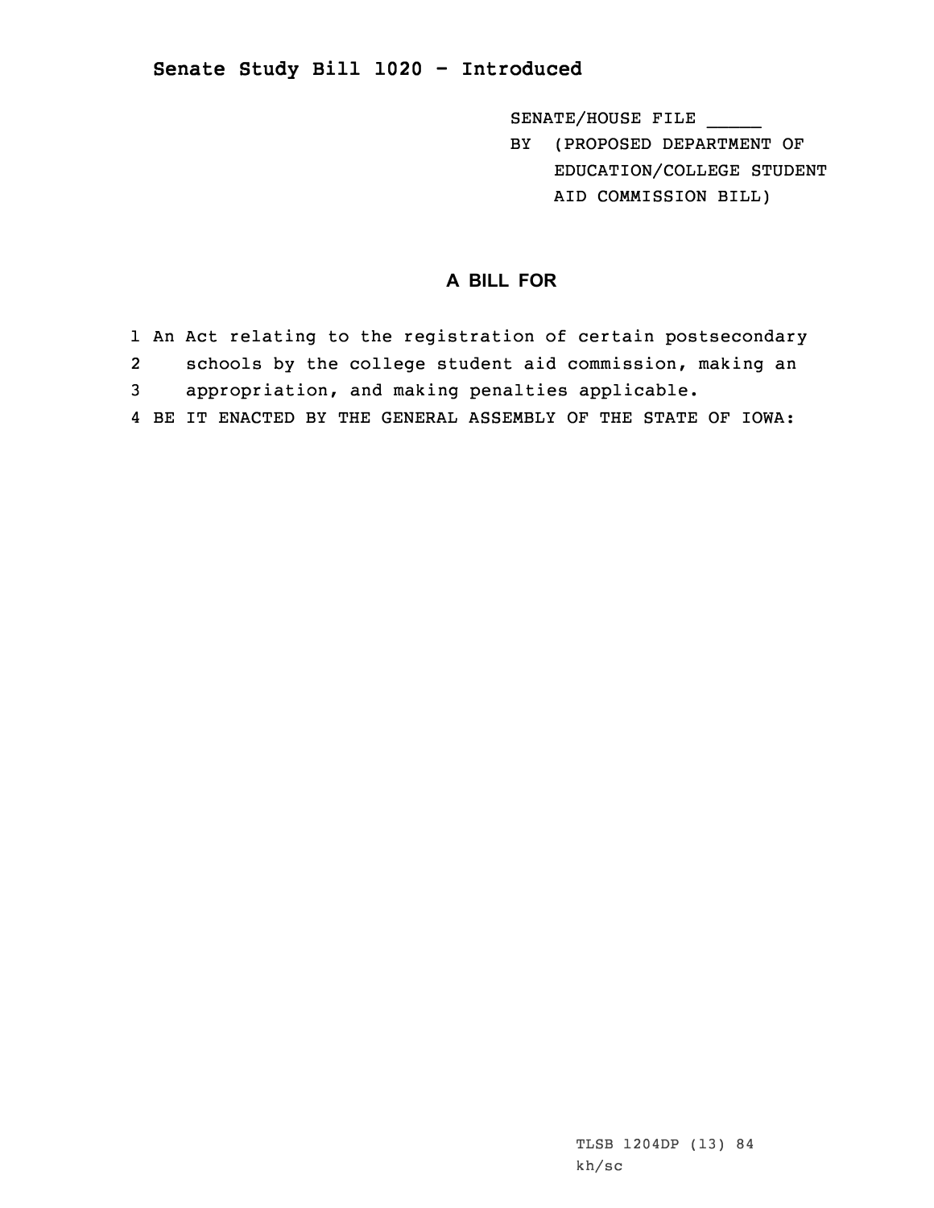**Senate Study Bill 1020 - Introduced**

SENATE/HOUSE FILE \_\_\_\_\_

BY (PROPOSED DEPARTMENT OF EDUCATION/COLLEGE STUDENT AID COMMISSION BILL)

## A BILL FOR

1 An Act relating to the registration of certain postsecondary
2 schools by the college student aid commission, making an
3 appropriation, and making penalties applicable.
4 BE IT ENACTED BY THE GENERAL ASSEMBLY OF THE STATE OF IOWA:

TLSB 1204DP (13) 84
kh/sc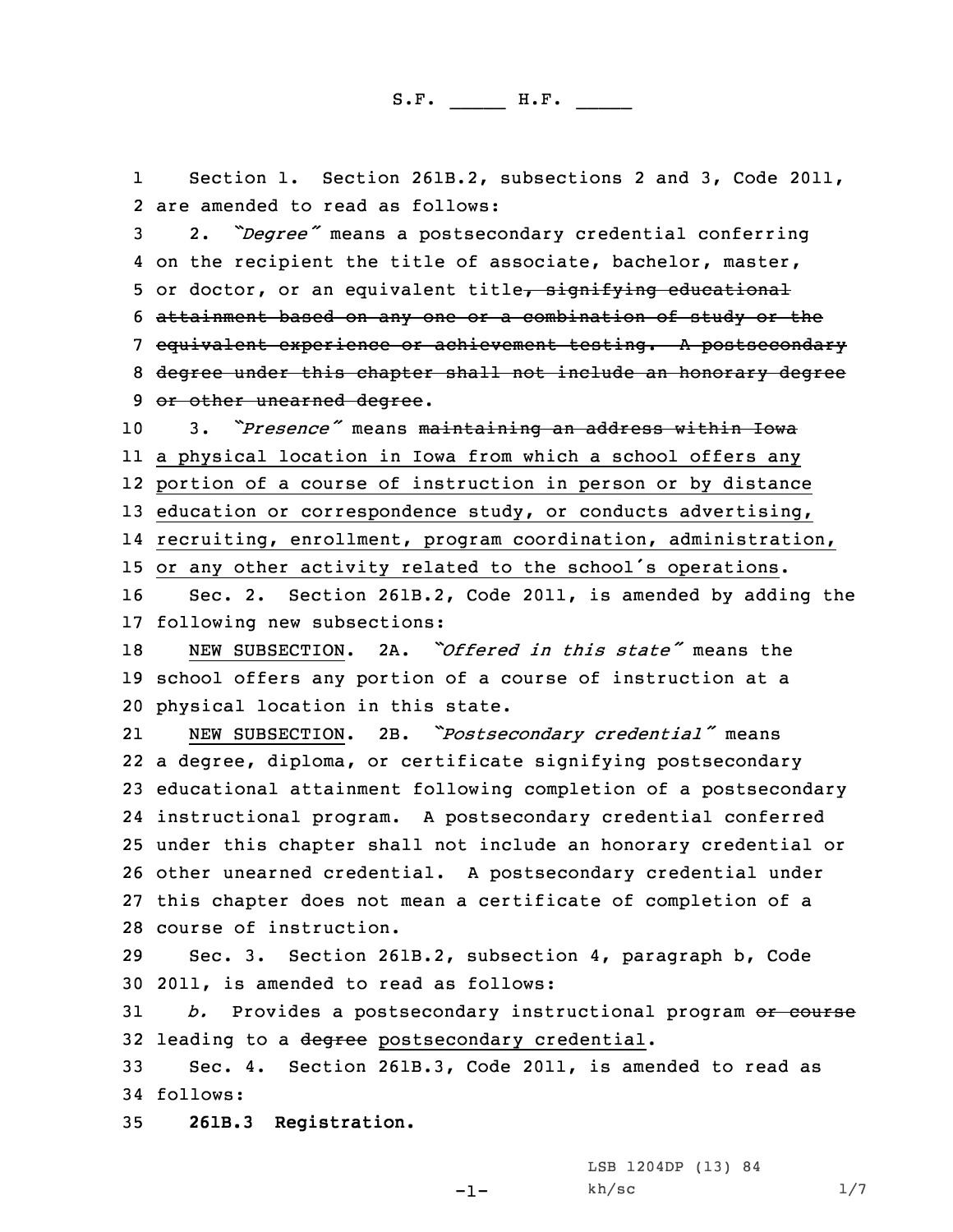S.F. _____ H.F. _____

1 Section 1. Section 261B.2, subsections 2 and 3, Code 2011,
2 are amended to read as follows:

3 2. *"Degree"* means a postsecondary credential conferring
4 on the recipient the title of associate, bachelor, master,
5 or doctor, or an equivalent title~~, signifying educational~~
6 ~~attainment based on any one or a combination of study or the~~
7 ~~equivalent experience or achievement testing. A postsecondary~~
8 ~~degree under this chapter shall not include an honorary degree~~
9 ~~or other unearned degree~~.

10 3. *"Presence"* means ~~maintaining an address within Iowa~~
11 <u>a physical location in Iowa from which a school offers any</u>
12 <u>portion of a course of instruction in person or by distance</u>
13 <u>education or correspondence study, or conducts advertising,</u>
14 <u>recruiting, enrollment, program coordination, administration,</u>
15 <u>or any other activity related to the school's operations</u>.

16 Sec. 2. Section 261B.2, Code 2011, is amended by adding the
17 following new subsections:

18 <u>NEW SUBSECTION</u>. 2A. *"Offered in this state"* means the
19 school offers any portion of a course of instruction at a
20 physical location in this state.

21 <u>NEW SUBSECTION</u>. 2B. *"Postsecondary credential"* means
22 a degree, diploma, or certificate signifying postsecondary
23 educational attainment following completion of a postsecondary
24 instructional program. A postsecondary credential conferred
25 under this chapter shall not include an honorary credential or
26 other unearned credential. A postsecondary credential under
27 this chapter does not mean a certificate of completion of a
28 course of instruction.

29 Sec. 3. Section 261B.2, subsection 4, paragraph b, Code
30 2011, is amended to read as follows:

31 *b.* Provides a postsecondary instructional program ~~or course~~
32 leading to a ~~degree~~ <u>postsecondary credential</u>.

33 Sec. 4. Section 261B.3, Code 2011, is amended to read as
34 follows:

35 **261B.3 Registration.**

LSB 1204DP (13) 84
kh/sc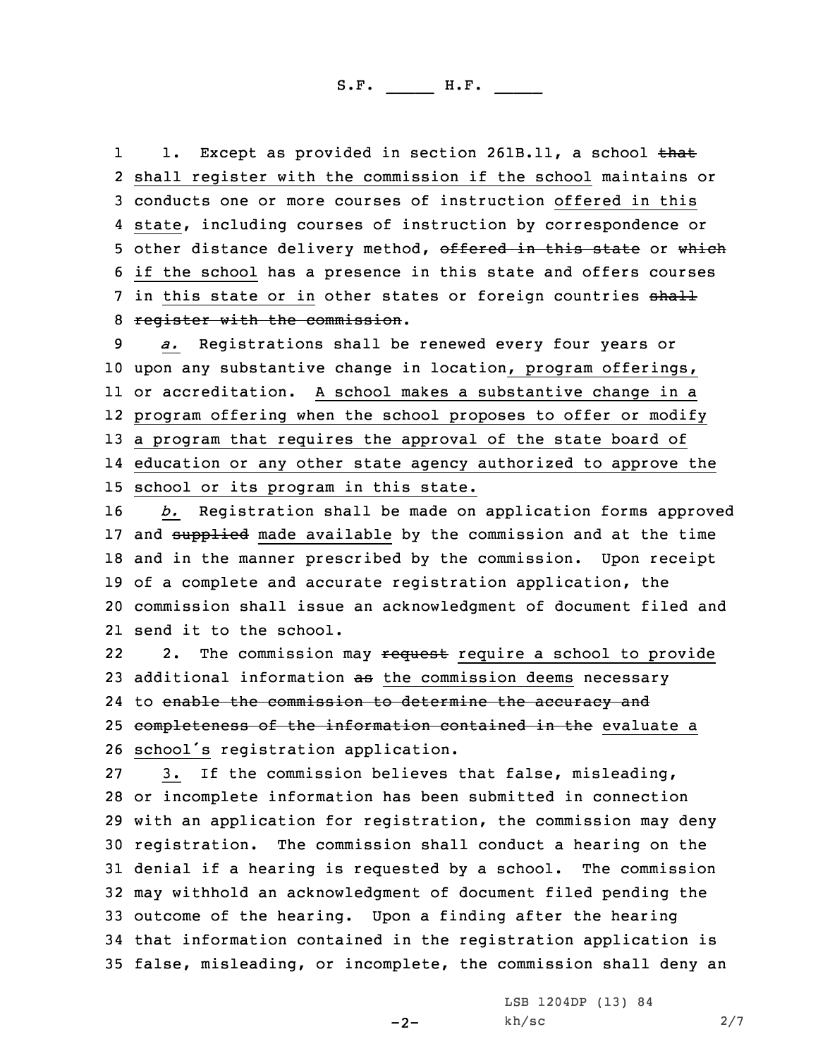1. Except as provided in section 261B.11, a school ~~that~~ shall register with the commission if the school maintains or conducts one or more courses of instruction offered in this state, including courses of instruction by correspondence or other distance delivery method, ~~offered in this state~~ or ~~which~~ if the school has a presence in this state and offers courses in this state or in other states or foreign countries ~~shall register with the commission~~.

*a.* Registrations shall be renewed every four years or upon any substantive change in location, program offerings, or accreditation. A school makes a substantive change in a program offering when the school proposes to offer or modify a program that requires the approval of the state board of education or any other state agency authorized to approve the school or its program in this state.

*b.* Registration shall be made on application forms approved and ~~supplied~~ made available by the commission and at the time and in the manner prescribed by the commission. Upon receipt of a complete and accurate registration application, the commission shall issue an acknowledgment of document filed and send it to the school.

2. The commission may ~~request~~ require a school to provide additional information ~~as~~ the commission deems necessary to ~~enable the commission to determine the accuracy and completeness of the information contained in the~~ evaluate a school's registration application.

3. If the commission believes that false, misleading, or incomplete information has been submitted in connection with an application for registration, the commission may deny registration. The commission shall conduct a hearing on the denial if a hearing is requested by a school. The commission may withhold an acknowledgment of document filed pending the outcome of the hearing. Upon a finding after the hearing that information contained in the registration application is false, misleading, or incomplete, the commission shall deny an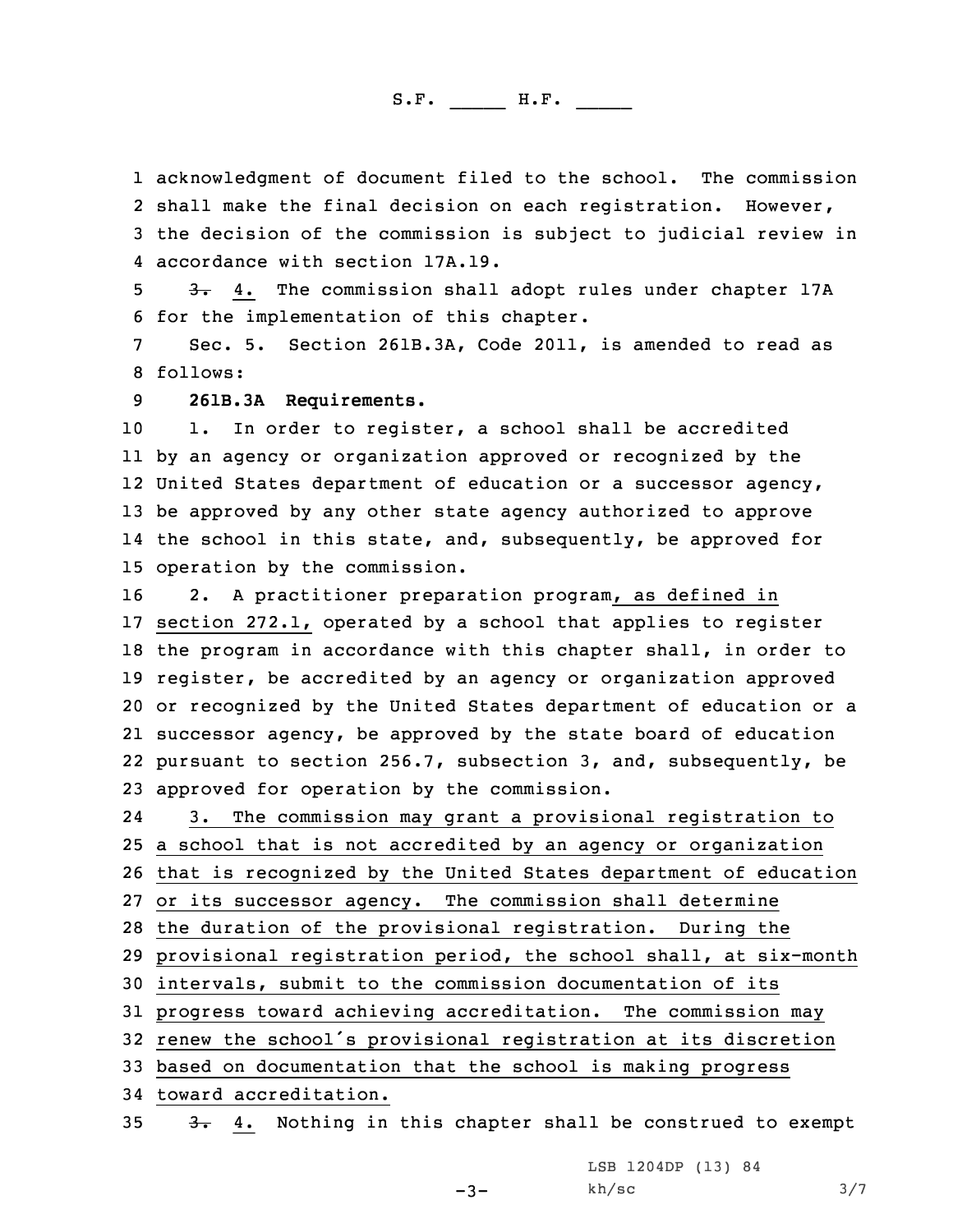acknowledgment of document filed to the school. The commission shall make the final decision on each registration. However, the decision of the commission is subject to judicial review in accordance with section 17A.19.

~~3.~~ 4. The commission shall adopt rules under chapter 17A for the implementation of this chapter.

Sec. 5. Section 261B.3A, Code 2011, is amended to read as follows:

**261B.3A Requirements.**

1. In order to register, a school shall be accredited by an agency or organization approved or recognized by the United States department of education or a successor agency, be approved by any other state agency authorized to approve the school in this state, and, subsequently, be approved for operation by the commission.

2. A practitioner preparation program, as defined in section 272.1, operated by a school that applies to register the program in accordance with this chapter shall, in order to register, be accredited by an agency or organization approved or recognized by the United States department of education or a successor agency, be approved by the state board of education pursuant to section 256.7, subsection 3, and, subsequently, be approved for operation by the commission.

3. The commission may grant a provisional registration to a school that is not accredited by an agency or organization that is recognized by the United States department of education or its successor agency. The commission shall determine the duration of the provisional registration. During the provisional registration period, the school shall, at six-month intervals, submit to the commission documentation of its progress toward achieving accreditation. The commission may renew the school's provisional registration at its discretion based on documentation that the school is making progress toward accreditation.

~~3.~~ 4. Nothing in this chapter shall be construed to exempt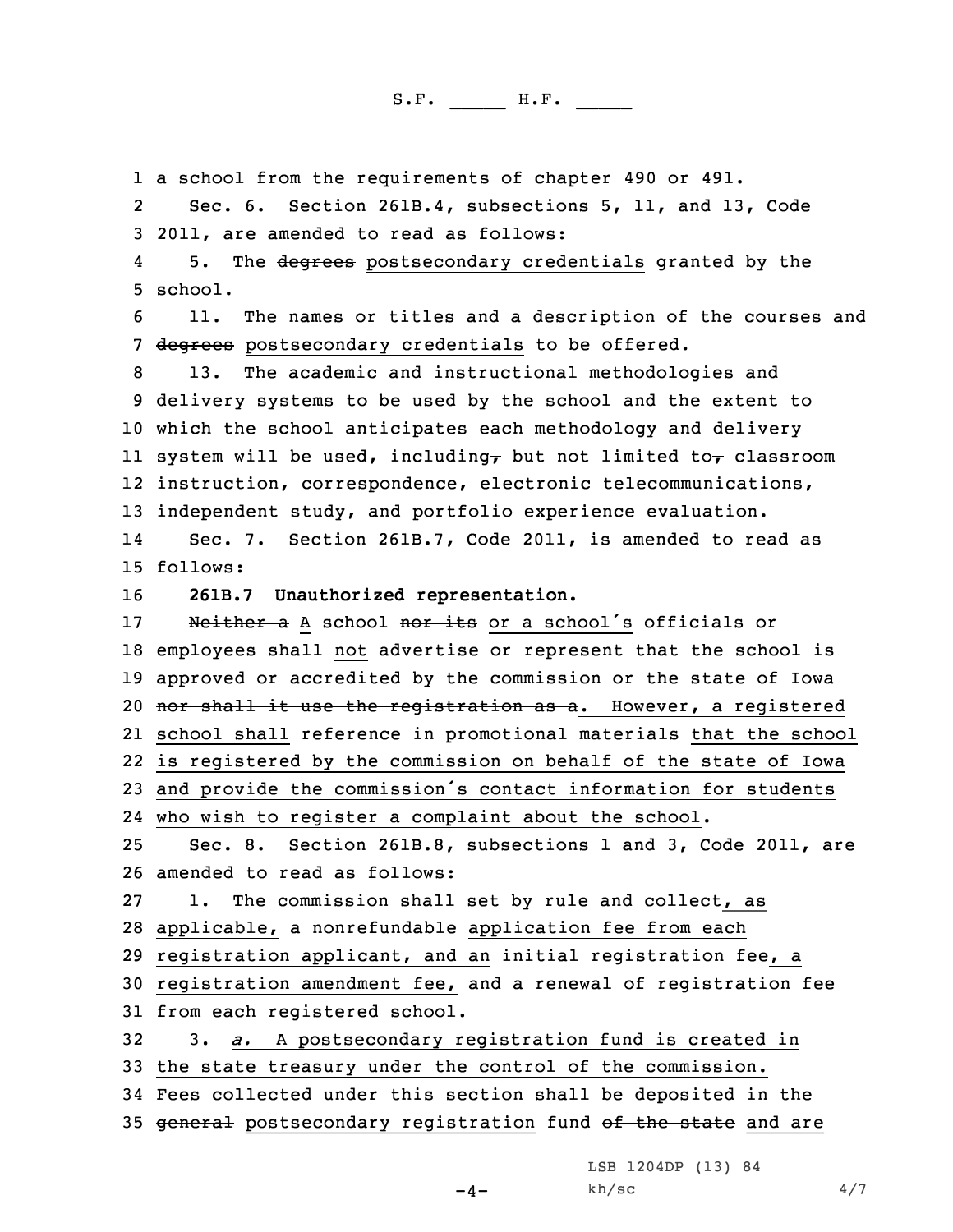a school from the requirements of chapter 490 or 491.

Sec. 6. Section 261B.4, subsections 5, 11, and 13, Code 2011, are amended to read as follows:

5. The ~~degrees~~ postsecondary credentials granted by the school.

11. The names or titles and a description of the courses and ~~degrees~~ postsecondary credentials to be offered.

13. The academic and instructional methodologies and delivery systems to be used by the school and the extent to which the school anticipates each methodology and delivery system will be used, including~~,~~ but not limited to~~,~~ classroom instruction, correspondence, electronic telecommunications, independent study, and portfolio experience evaluation.

Sec. 7. Section 261B.7, Code 2011, is amended to read as follows:

**261B.7 Unauthorized representation.**

~~Neither a~~ A school ~~nor its~~ or a school's officials or employees shall not advertise or represent that the school is approved or accredited by the commission or the state of Iowa ~~nor shall it use the registration as a~~. However, a registered school shall reference in promotional materials that the school is registered by the commission on behalf of the state of Iowa and provide the commission's contact information for students who wish to register a complaint about the school.

Sec. 8. Section 261B.8, subsections 1 and 3, Code 2011, are amended to read as follows:

1. The commission shall set by rule and collect, as applicable, a nonrefundable application fee from each registration applicant, and an initial registration fee, a registration amendment fee, and a renewal of registration fee from each registered school.

3. *a.* A postsecondary registration fund is created in the state treasury under the control of the commission. Fees collected under this section shall be deposited in the ~~general~~ postsecondary registration fund ~~of the state~~ and are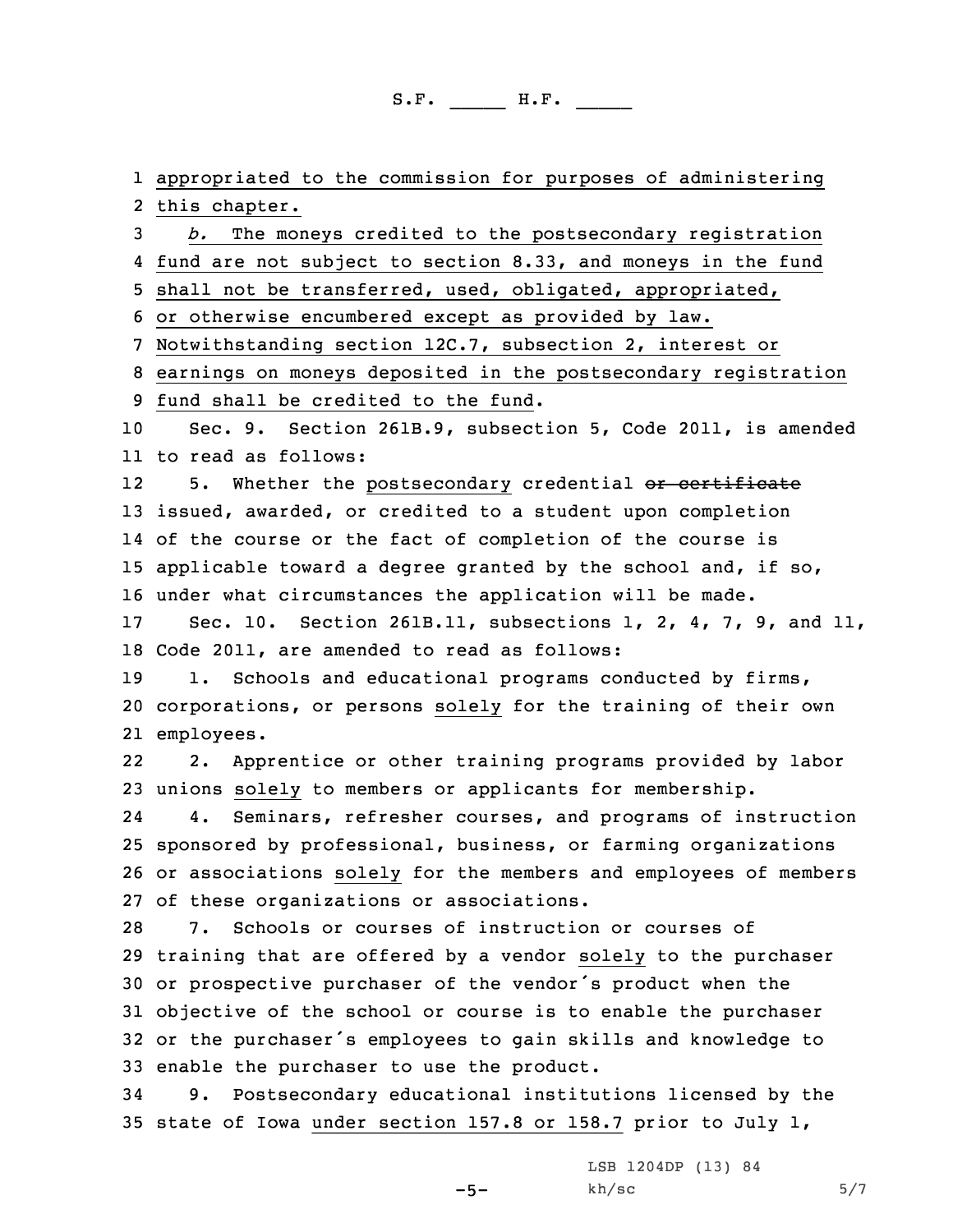appropriated to the commission for purposes of administering this chapter.

*b.* The moneys credited to the postsecondary registration fund are not subject to section 8.33, and moneys in the fund shall not be transferred, used, obligated, appropriated, or otherwise encumbered except as provided by law. Notwithstanding section 12C.7, subsection 2, interest or earnings on moneys deposited in the postsecondary registration fund shall be credited to the fund.

Sec. 9. Section 261B.9, subsection 5, Code 2011, is amended to read as follows:

5. Whether the postsecondary credential ~~or certificate~~ issued, awarded, or credited to a student upon completion of the course or the fact of completion of the course is applicable toward a degree granted by the school and, if so, under what circumstances the application will be made.

Sec. 10. Section 261B.11, subsections 1, 2, 4, 7, 9, and 11, Code 2011, are amended to read as follows:

1. Schools and educational programs conducted by firms, corporations, or persons solely for the training of their own employees.

2. Apprentice or other training programs provided by labor unions solely to members or applicants for membership.

4. Seminars, refresher courses, and programs of instruction sponsored by professional, business, or farming organizations or associations solely for the members and employees of members of these organizations or associations.

7. Schools or courses of instruction or courses of training that are offered by a vendor solely to the purchaser or prospective purchaser of the vendor's product when the objective of the school or course is to enable the purchaser or the purchaser's employees to gain skills and knowledge to enable the purchaser to use the product.

9. Postsecondary educational institutions licensed by the state of Iowa under section 157.8 or 158.7 prior to July 1,

LSB 1204DP (13) 84
kh/sc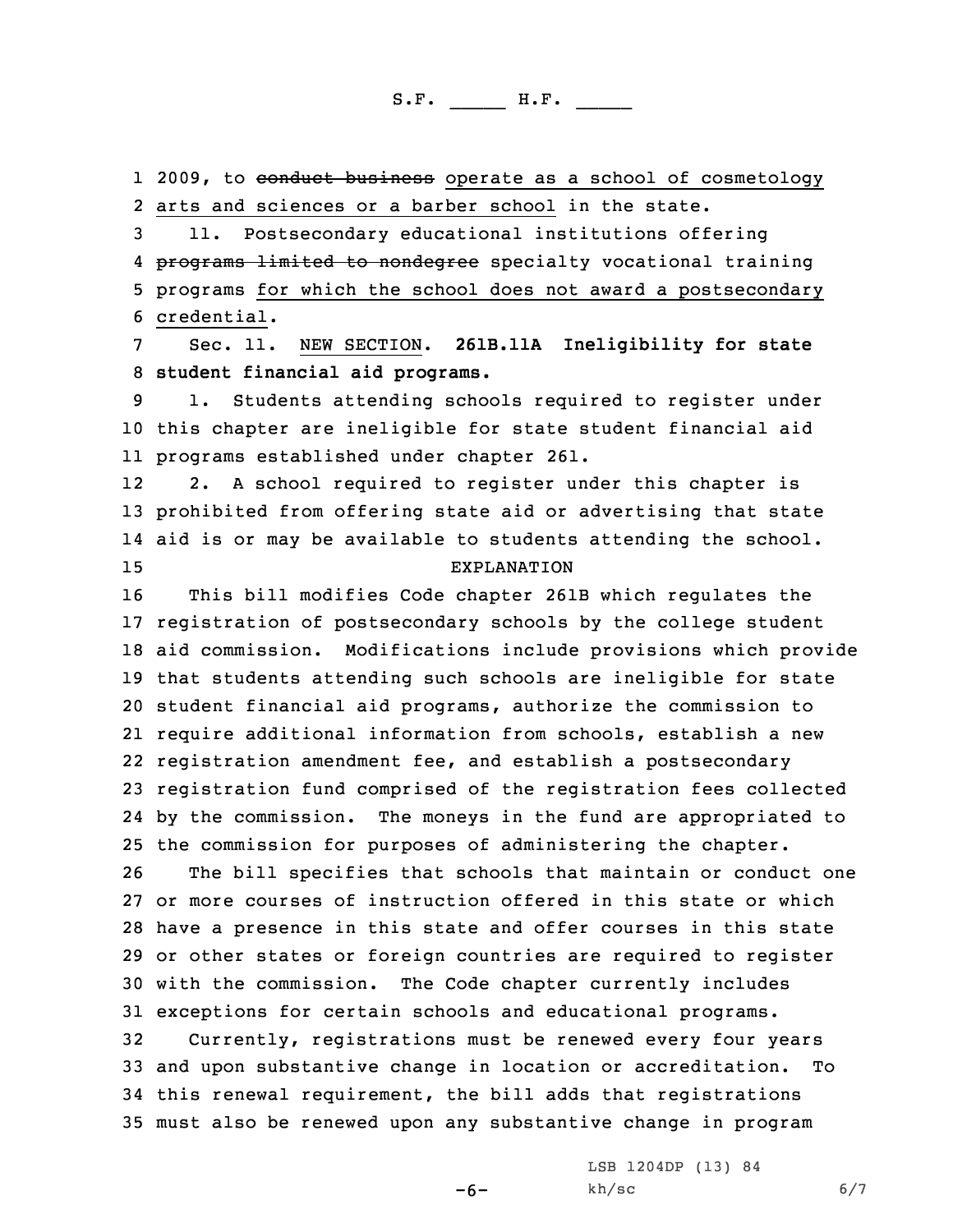2009, to ~~conduct business~~ operate as a school of cosmetology arts and sciences or a barber school in the state.

11. Postsecondary educational institutions offering ~~programs limited to nondegree~~ specialty vocational training programs for which the school does not award a postsecondary credential.

Sec. 11. NEW SECTION. **261B.11A Ineligibility for state student financial aid programs.**

1. Students attending schools required to register under this chapter are ineligible for state student financial aid programs established under chapter 261.

2. A school required to register under this chapter is prohibited from offering state aid or advertising that state aid is or may be available to students attending the school.

EXPLANATION

This bill modifies Code chapter 261B which regulates the registration of postsecondary schools by the college student aid commission. Modifications include provisions which provide that students attending such schools are ineligible for state student financial aid programs, authorize the commission to require additional information from schools, establish a new registration amendment fee, and establish a postsecondary registration fund comprised of the registration fees collected by the commission. The moneys in the fund are appropriated to the commission for purposes of administering the chapter.

The bill specifies that schools that maintain or conduct one or more courses of instruction offered in this state or which have a presence in this state and offer courses in this state or other states or foreign countries are required to register with the commission. The Code chapter currently includes exceptions for certain schools and educational programs.

Currently, registrations must be renewed every four years and upon substantive change in location or accreditation. To this renewal requirement, the bill adds that registrations must also be renewed upon any substantive change in program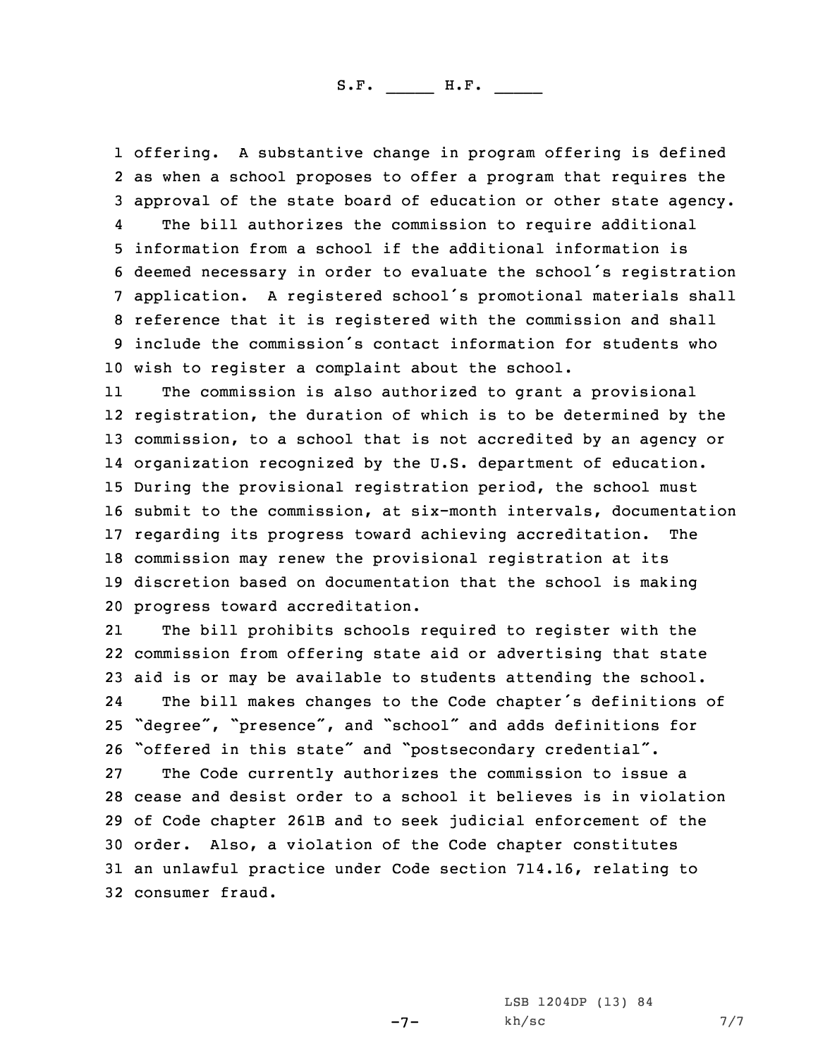offering. A substantive change in program offering is defined as when a school proposes to offer a program that requires the approval of the state board of education or other state agency.

The bill authorizes the commission to require additional information from a school if the additional information is deemed necessary in order to evaluate the school's registration application. A registered school's promotional materials shall reference that it is registered with the commission and shall include the commission's contact information for students who wish to register a complaint about the school.

The commission is also authorized to grant a provisional registration, the duration of which is to be determined by the commission, to a school that is not accredited by an agency or organization recognized by the U.S. department of education. During the provisional registration period, the school must submit to the commission, at six-month intervals, documentation regarding its progress toward achieving accreditation. The commission may renew the provisional registration at its discretion based on documentation that the school is making progress toward accreditation.

The bill prohibits schools required to register with the commission from offering state aid or advertising that state aid is or may be available to students attending the school.

The bill makes changes to the Code chapter's definitions of "degree", "presence", and "school" and adds definitions for "offered in this state" and "postsecondary credential".

The Code currently authorizes the commission to issue a cease and desist order to a school it believes is in violation of Code chapter 261B and to seek judicial enforcement of the order. Also, a violation of the Code chapter constitutes an unlawful practice under Code section 714.16, relating to consumer fraud.